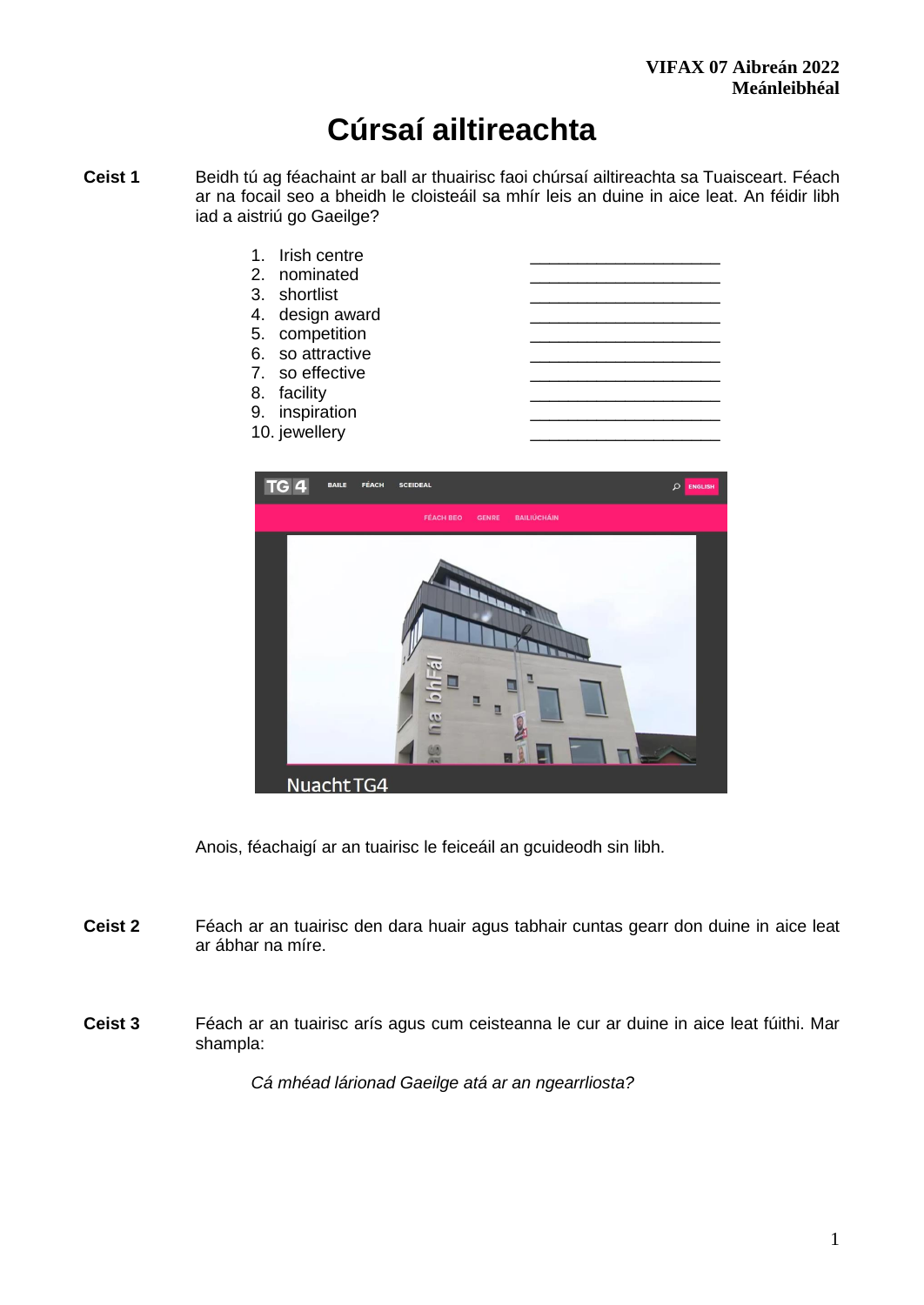**VIFAX 07 Aibreán 2022**
**Meánleibhéal**

# Cúrsaí ailtireachta

**Ceist 1** Beidh tú ag féachaint ar ball ar thuairisc faoi chúrsaí ailtireachta sa Tuaisceart. Féach ar na focail seo a bheidh le cloisteáil sa mhír leis an duine in aice leat. An féidir libh iad a aistriú go Gaeilge?

1. Irish centre ____________________
2. nominated ____________________
3. shortlist ____________________
4. design award ____________________
5. competition ____________________
6. so attractive ____________________
7. so effective ____________________
8. facility ____________________
9. inspiration ____________________
10. jewellery ____________________

Anois, féachaigí ar an tuairisc le feiceáil an gcuideodh sin libh.

**Ceist 2** Féach ar an tuairisc den dara huair agus tabhair cuntas gearr don duine in aice leat ar ábhar na míre.

**Ceist 3** Féach ar an tuairisc arís agus cum ceisteanna le cur ar duine in aice leat fúithi. Mar shampla:

*Cá mhéad lárionad Gaeilge atá ar an ngearrliosta?*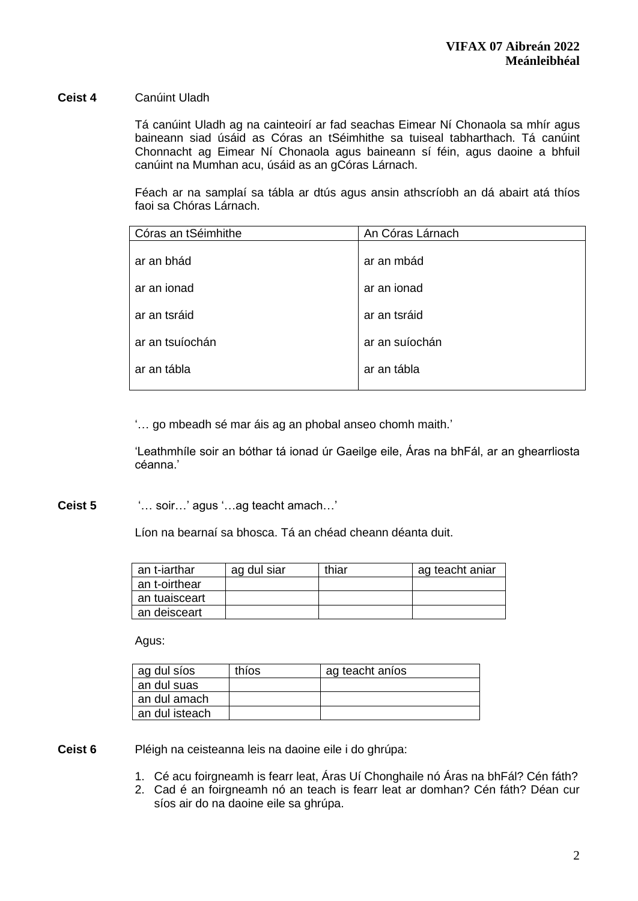**Ceist 4** Canúint Uladh

Tá canúint Uladh ag na cainteoirí ar fad seachas Eimear Ní Chonaola sa mhír agus baineann siad úsáid as Córas an tSéimhithe sa tuiseal tabharthach. Tá canúint Chonnacht ag Eimear Ní Chonaola agus baineann sí féin, agus daoine a bhfuil canúint na Mumhan acu, úsáid as an gCóras Lárnach.

Féach ar na samplaí sa tábla ar dtús agus ansin athscríobh an dá abairt atá thíos faoi sa Chóras Lárnach.

| Córas an tSéimhithe | An Córas Lárnach |
|---|---|
| ar an bhád | ar an mbád |
| ar an ionad | ar an ionad |
| ar an tsráid | ar an tsráid |
| ar an tsuíochán | ar an suíochán |
| ar an tábla | ar an tábla |

'… go mbeadh sé mar áis ag an phobal anseo chomh maith.'

'Leathmhíle soir an bóthar tá ionad úr Gaeilge eile, Áras na bhFál, ar an ghearrliosta céanna.'

**Ceist 5** '… soir…' agus '…ag teacht amach…'

Líon na bearnaí sa bhosca. Tá an chéad cheann déanta duit.

| an t-iarthar | ag dul siar | thiar | ag teacht aniar |
|---|---|---|---|
| an t-oirthear | | | |
| an tuaisceart | | | |
| an deisceart | | | |

Agus:

| ag dul síos | thíos | ag teacht aníos |
|---|---|---|
| an dul suas | | |
| an dul amach | | |
| an dul isteach | | |

**Ceist 6** Pléigh na ceisteanna leis na daoine eile i do ghrúpa:

1. Cé acu foirgneamh is fearr leat, Áras Uí Chonghaile nó Áras na bhFál? Cén fáth?
2. Cad é an foirgneamh nó an teach is fearr leat ar domhan? Cén fáth? Déan cur síos air do na daoine eile sa ghrúpa.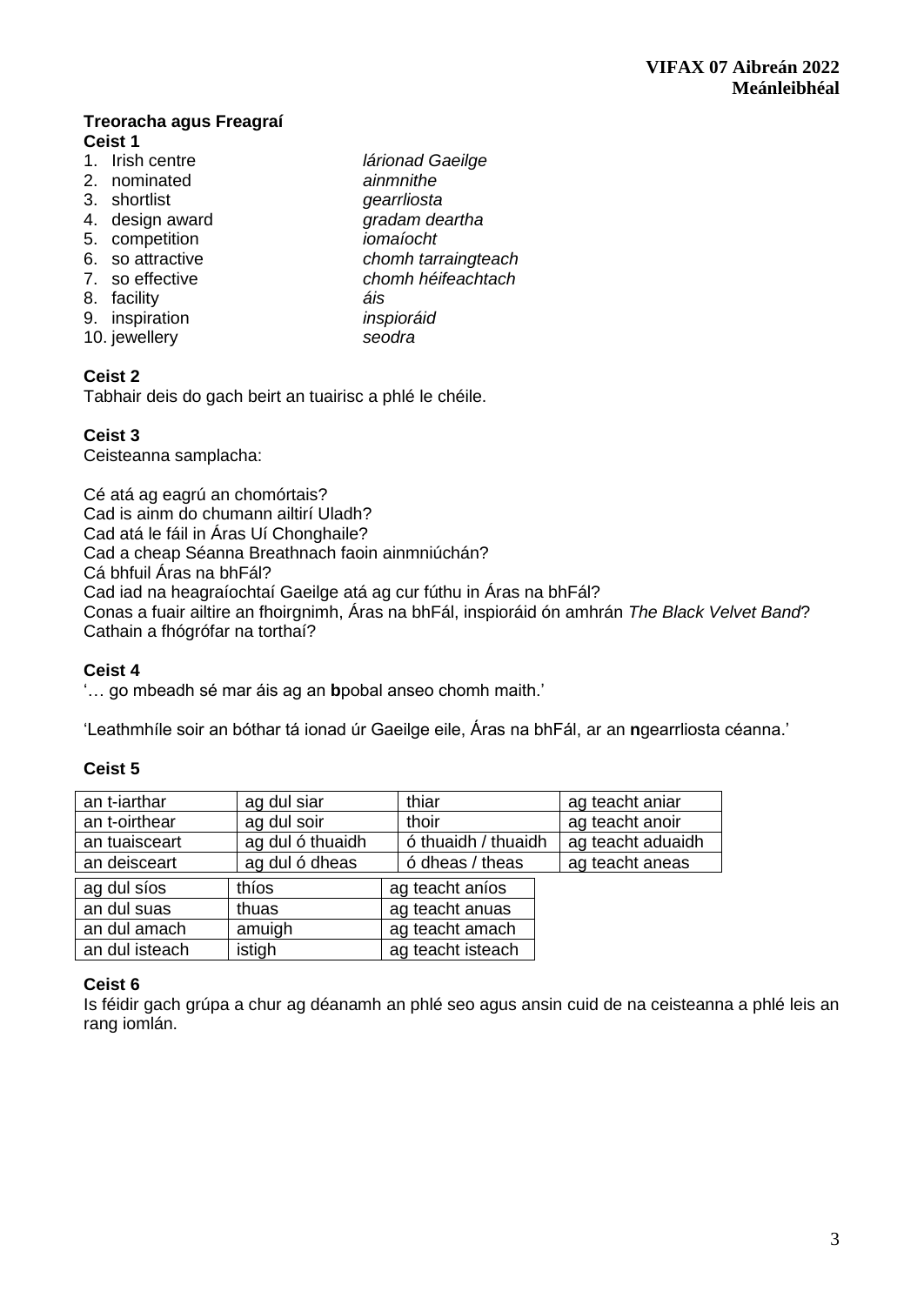**VIFAX 07 Aibreán 2022**
**Meánleibhéal**

## Treoracha agus Freagraí

### Ceist 1

| | |
|---|---|
| 1. Irish centre | *lárionad Gaeilge* |
| 2. nominated | *ainmnithe* |
| 3. shortlist | *gearrliosta* |
| 4. design award | *gradam deartha* |
| 5. competition | *iomaíocht* |
| 6. so attractive | *chomh tarraingteach* |
| 7. so effective | *chomh héifeachtach* |
| 8. facility | *áis* |
| 9. inspiration | *inspioráid* |
| 10. jewellery | *seodra* |

### Ceist 2

Tabhair deis do gach beirt an tuairisc a phlé le chéile.

### Ceist 3

Ceisteanna samplacha:

Cé atá ag eagrú an chomórtais?
Cad is ainm do chumann ailtirí Uladh?
Cad atá le fáil in Áras Uí Chonghaile?
Cad a cheap Séanna Breathnach faoin ainmniúchán?
Cá bhfuil Áras na bhFál?
Cad iad na heagraíochtaí Gaeilge atá ag cur fúthu in Áras na bhFál?
Conas a fuair ailtire an fhoirgnimh, Áras na bhFál, inspioráid ón amhrán *The Black Velvet Band*?
Cathain a fhógrófar na torthaí?

### Ceist 4

'… go mbeadh sé mar áis ag an **b**pobal anseo chomh maith.'

'Leathmhíle soir an bóthar tá ionad úr Gaeilge eile, Áras na bhFál, ar an **n**gearrliosta céanna.'

### Ceist 5

| | | | |
|---|---|---|---|
| an t-iarthar | ag dul siar | thiar | ag teacht aniar |
| an t-oirthear | ag dul soir | thoir | ag teacht anoir |
| an tuaisceart | ag dul ó thuaidh | ó thuaidh / thuaidh | ag teacht aduaidh |
| an deisceart | ag dul ó dheas | ó dheas / theas | ag teacht aneas |

| | | |
|---|---|---|
| ag dul síos | thíos | ag teacht aníos |
| an dul suas | thuas | ag teacht anuas |
| an dul amach | amuigh | ag teacht amach |
| an dul isteach | istigh | ag teacht isteach |

### Ceist 6

Is féidir gach grúpa a chur ag déanamh an phlé seo agus ansin cuid de na ceisteanna a phlé leis an rang iomlán.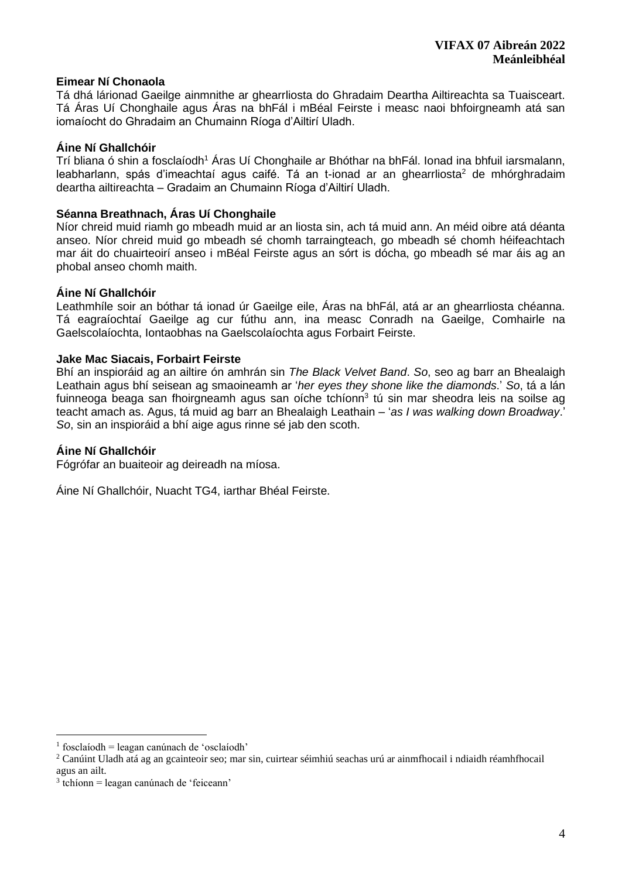**Eimear Ní Chonaola**
Tá dhá lárionad Gaeilge ainmnithe ar ghearrliosta do Ghradaim Deartha Ailtireachta sa Tuaisceart. Tá Áras Uí Chonghaile agus Áras na bhFál i mBéal Feirste i measc naoi bhfoirgneamh atá san iomaíocht do Ghradaim an Chumainn Ríoga d'Ailtirí Uladh.

**Áine Ní Ghallchóir**
Trí bliana ó shin a fosclaíodh[1] Áras Uí Chonghaile ar Bhóthar na bhFál. Ionad ina bhfuil iarsmalann, leabharlann, spás d'imeachtaí agus caifé. Tá an t-ionad ar an ghearrliosta[2] de mhórghradaim deartha ailtireachta – Gradaim an Chumainn Ríoga d'Ailtirí Uladh.

**Séanna Breathnach, Áras Uí Chonghaile**
Níor chreid muid riamh go mbeadh muid ar an liosta sin, ach tá muid ann. An méid oibre atá déanta anseo. Níor chreid muid go mbeadh sé chomh tarraingteach, go mbeadh sé chomh héifeachtach mar áit do chuairteoirí anseo i mBéal Feirste agus an sórt is dócha, go mbeadh sé mar áis ag an phobal anseo chomh maith.

**Áine Ní Ghallchóir**
Leathmhíle soir an bóthar tá ionad úr Gaeilge eile, Áras na bhFál, atá ar an ghearrliosta chéanna. Tá eagraíochtaí Gaeilge ag cur fúthu ann, ina measc Conradh na Gaeilge, Comhairle na Gaelscolaíochta, Iontaobhas na Gaelscolaíochta agus Forbairt Feirste.

**Jake Mac Siacais, Forbairt Feirste**
Bhí an inspioráid ag an ailtire ón amhrán sin *The Black Velvet Band*. *So*, seo ag barr an Bhealaigh Leathain agus bhí seisean ag smaoineamh ar '*her eyes they shone like the diamonds*.' *So*, tá a lán fuinneoga beaga san fhoirgneamh agus san oíche tchíonn[3] tú sin mar sheodra leis na soilse ag teacht amach as. Agus, tá muid ag barr an Bhealaigh Leathain – '*as I was walking down Broadway*.' *So*, sin an inspioráid a bhí aige agus rinne sé jab den scoth.

**Áine Ní Ghallchóir**
Fógrófar an buaiteoir ag deireadh na míosa.

Áine Ní Ghallchóir, Nuacht TG4, iarthar Bhéal Feirste.

---

[1] fosclaíodh = leagan canúnach de 'osclaíodh'
[2] Canúint Uladh atá ag an gcainteoir seo; mar sin, cuirtear séimhiú seachas urú ar ainmfhocail i ndiaidh réamhfhocail agus an ailt.
[3] tchíonn = leagan canúnach de 'feiceann'